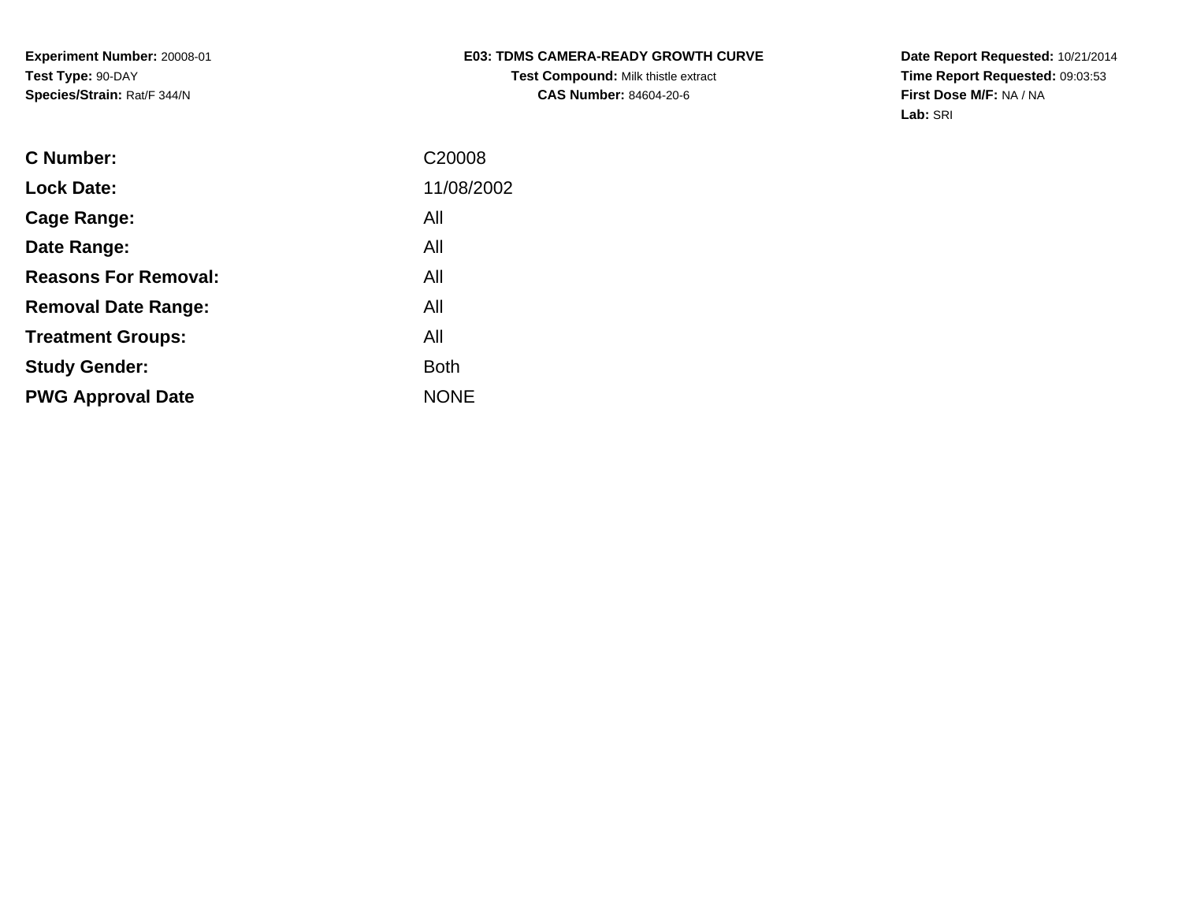**Experiment Number:** 20008-01
**Test Type:** 90-DAY
**Species/Strain:** Rat/F 344/N

**E03: TDMS CAMERA-READY GROWTH CURVE**
**Test Compound:** Milk thistle extract
**CAS Number:** 84604-20-6

**Date Report Requested:** 10/21/2014
**Time Report Requested:** 09:03:53
**First Dose M/F:** NA / NA
**Lab:** SRI

| | |
|---|---|
| **C Number:** | C20008 |
| **Lock Date:** | 11/08/2002 |
| **Cage Range:** | All |
| **Date Range:** | All |
| **Reasons For Removal:** | All |
| **Removal Date Range:** | All |
| **Treatment Groups:** | All |
| **Study Gender:** | Both |
| **PWG Approval Date** | NONE |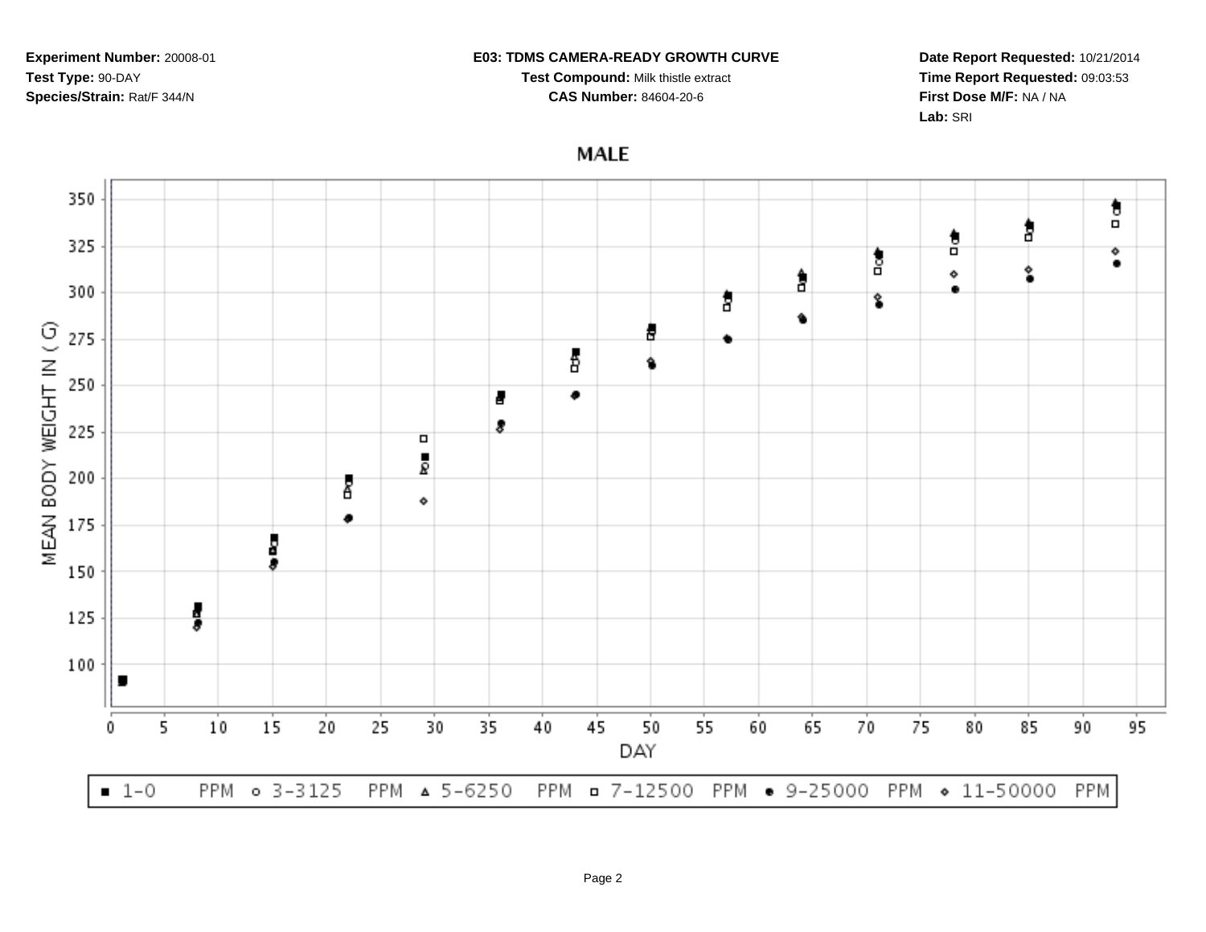**Experiment Number:** 20008-01
**Test Type:** 90-DAY
**Species/Strain:** Rat/F 344/N

**E03: TDMS CAMERA-READY GROWTH CURVE**
**Test Compound:** Milk thistle extract
**CAS Number:** 84604-20-6

**Date Report Requested:** 10/21/2014
**Time Report Requested:** 09:03:53
**First Dose M/F:** NA / NA
**Lab:** SRI

MALE

MEAN BODY WEIGHT IN ( G)

DAY

■ 1-0 PPM ○ 3-3125 PPM △ 5-6250 PPM □ 7-12500 PPM ● 9-25000 PPM ◇ 11-50000 PPM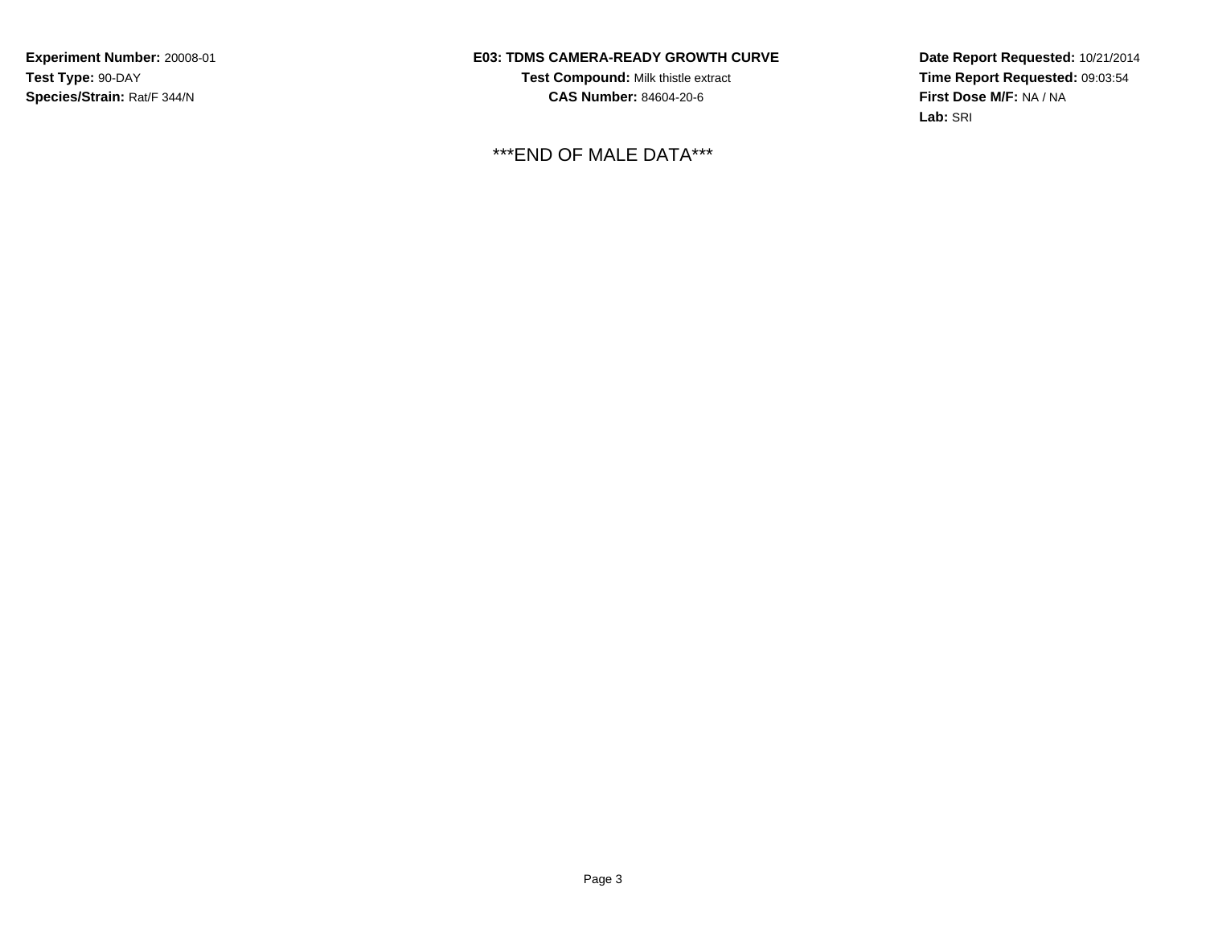**Experiment Number:** 20008-01
**Test Type:** 90-DAY
**Species/Strain:** Rat/F 344/N

**E03: TDMS CAMERA-READY GROWTH CURVE**
**Test Compound:** Milk thistle extract
**CAS Number:** 84604-20-6

**Date Report Requested:** 10/21/2014
**Time Report Requested:** 09:03:54
**First Dose M/F:** NA / NA
**Lab:** SRI

***END OF MALE DATA***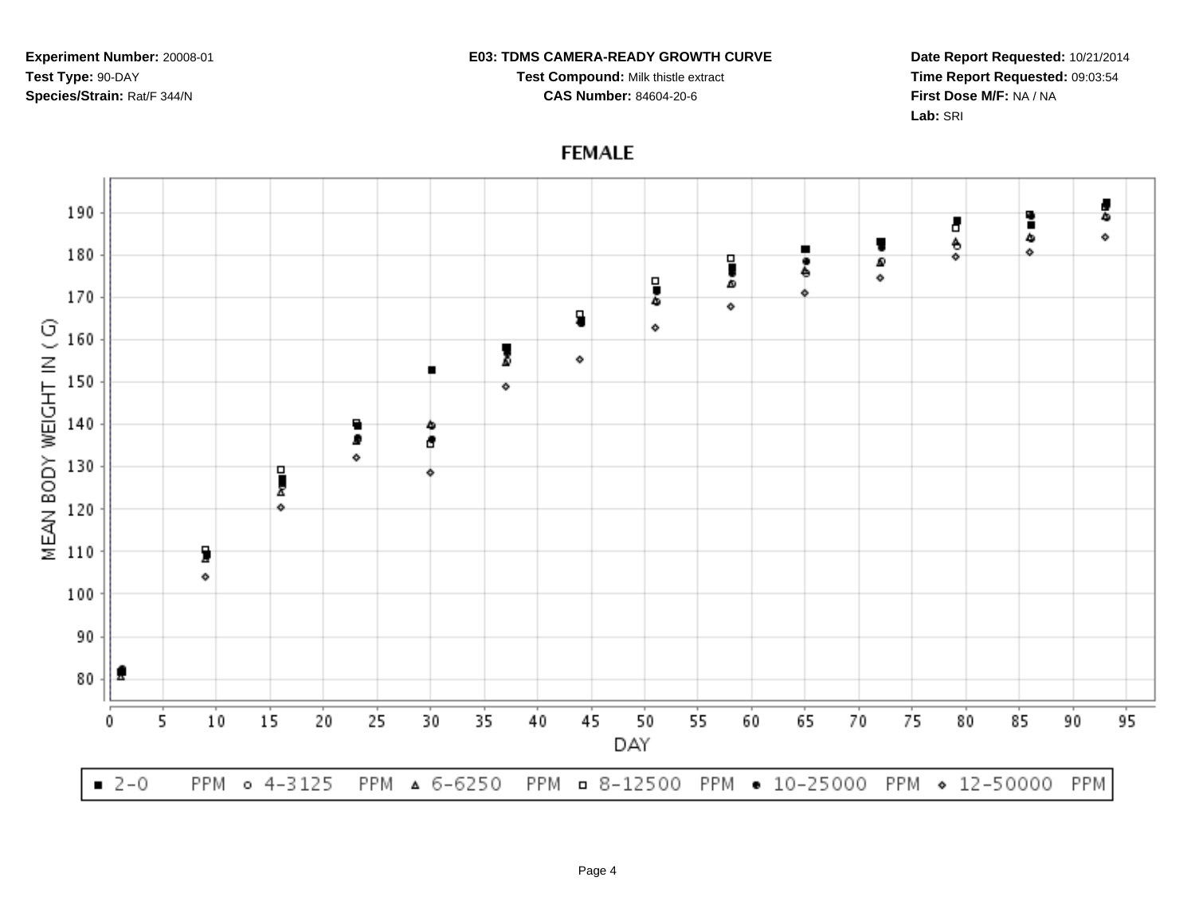**Experiment Number:** 20008-01

**Test Type:** 90-DAY

**Species/Strain:** Rat/F 344/N

**E03: TDMS CAMERA-READY GROWTH CURVE**

**Test Compound:** Milk thistle extract

**CAS Number:** 84604-20-6

**Date Report Requested:** 10/21/2014

**Time Report Requested:** 09:03:54

**First Dose M/F:** NA / NA

**Lab:** SRI

## FEMALE

MEAN BODY WEIGHT IN ( G)

DAY

■ 2-0 PPM ○ 4-3125 PPM △ 6-6250 PPM □ 8-12500 PPM ● 10-25000 PPM ◇ 12-50000 PPM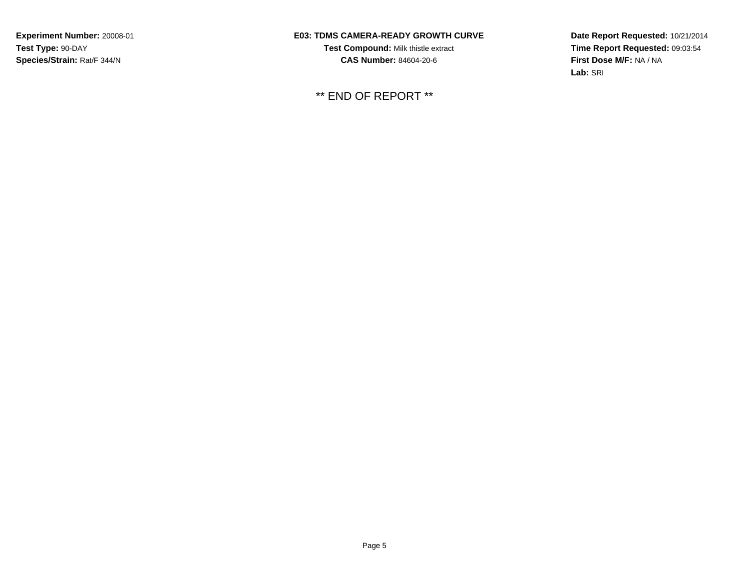**Experiment Number:** 20008-01
**Test Type:** 90-DAY
**Species/Strain:** Rat/F 344/N

**E03: TDMS CAMERA-READY GROWTH CURVE**
**Test Compound:** Milk thistle extract
**CAS Number:** 84604-20-6

**Date Report Requested:** 10/21/2014
**Time Report Requested:** 09:03:54
**First Dose M/F:** NA / NA
**Lab:** SRI

** END OF REPORT **